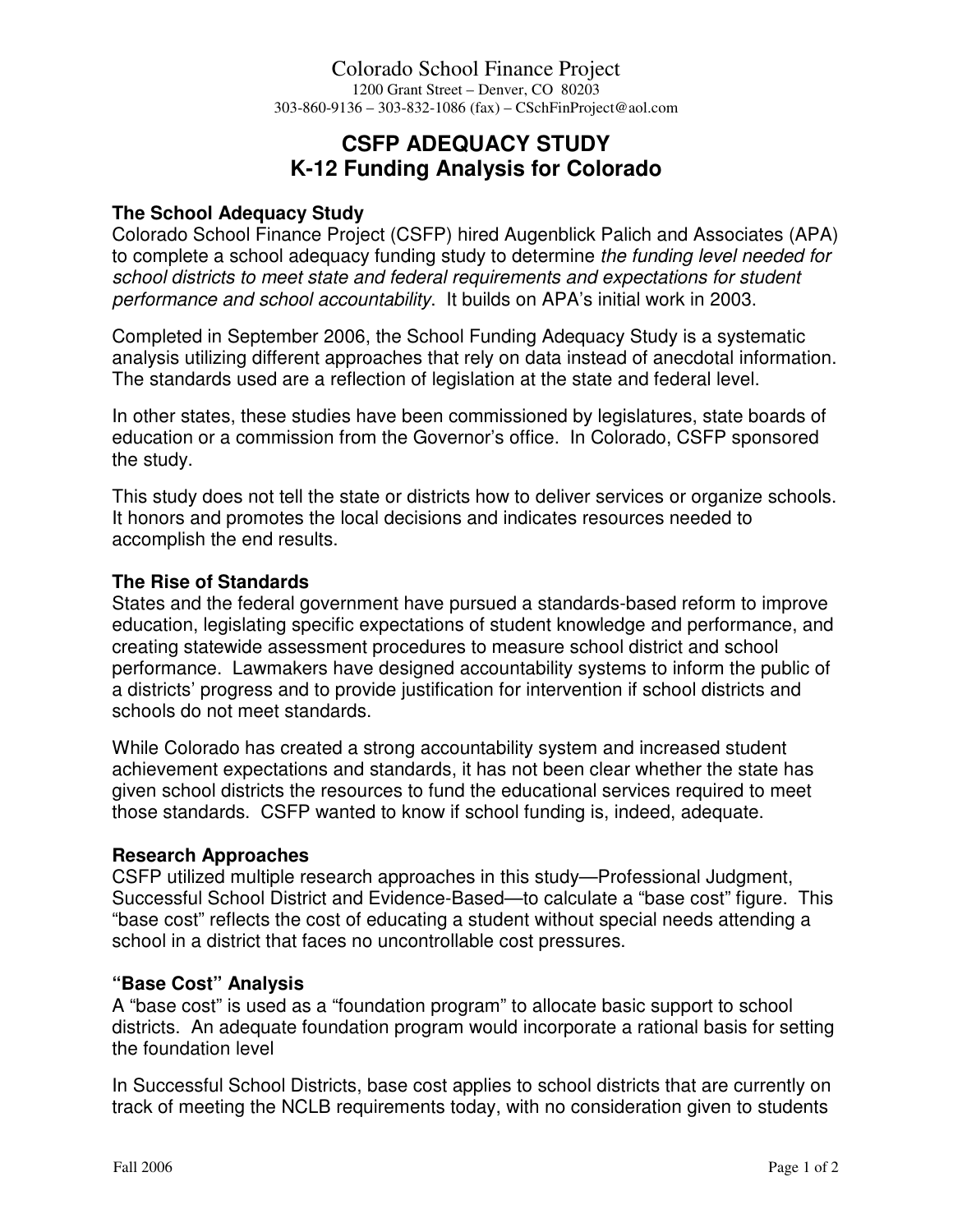Colorado School Finance Project

1200 Grant Street – Denver, CO 80203

303-860-9136 – 303-832-1086 (fax) – CSchFinProject@aol.com

# CSFP ADEQUACY STUDY
# K-12 Funding Analysis for Colorado

## The School Adequacy Study

Colorado School Finance Project (CSFP) hired Augenblick Palich and Associates (APA) to complete a school adequacy funding study to determine *the funding level needed for school districts to meet state and federal requirements and expectations for student performance and school accountability*. It builds on APA's initial work in 2003.

Completed in September 2006, the School Funding Adequacy Study is a systematic analysis utilizing different approaches that rely on data instead of anecdotal information. The standards used are a reflection of legislation at the state and federal level.

In other states, these studies have been commissioned by legislatures, state boards of education or a commission from the Governor's office. In Colorado, CSFP sponsored the study.

This study does not tell the state or districts how to deliver services or organize schools. It honors and promotes the local decisions and indicates resources needed to accomplish the end results.

## The Rise of Standards

States and the federal government have pursued a standards-based reform to improve education, legislating specific expectations of student knowledge and performance, and creating statewide assessment procedures to measure school district and school performance. Lawmakers have designed accountability systems to inform the public of a districts' progress and to provide justification for intervention if school districts and schools do not meet standards.

While Colorado has created a strong accountability system and increased student achievement expectations and standards, it has not been clear whether the state has given school districts the resources to fund the educational services required to meet those standards. CSFP wanted to know if school funding is, indeed, adequate.

## Research Approaches

CSFP utilized multiple research approaches in this study—Professional Judgment, Successful School District and Evidence-Based—to calculate a "base cost" figure. This "base cost" reflects the cost of educating a student without special needs attending a school in a district that faces no uncontrollable cost pressures.

## "Base Cost" Analysis

A "base cost" is used as a "foundation program" to allocate basic support to school districts. An adequate foundation program would incorporate a rational basis for setting the foundation level

In Successful School Districts, base cost applies to school districts that are currently on track of meeting the NCLB requirements today, with no consideration given to students

Fall 2006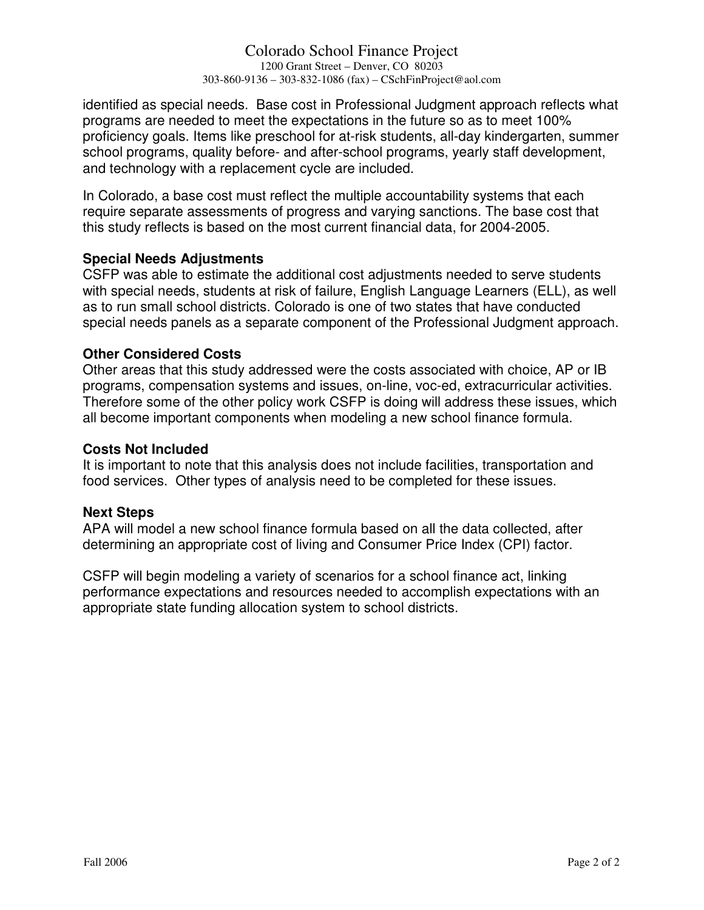identified as special needs. Base cost in Professional Judgment approach reflects what programs are needed to meet the expectations in the future so as to meet 100% proficiency goals. Items like preschool for at-risk students, all-day kindergarten, summer school programs, quality before- and after-school programs, yearly staff development, and technology with a replacement cycle are included.

In Colorado, a base cost must reflect the multiple accountability systems that each require separate assessments of progress and varying sanctions. The base cost that this study reflects is based on the most current financial data, for 2004-2005.

**Special Needs Adjustments**
CSFP was able to estimate the additional cost adjustments needed to serve students with special needs, students at risk of failure, English Language Learners (ELL), as well as to run small school districts. Colorado is one of two states that have conducted special needs panels as a separate component of the Professional Judgment approach.

**Other Considered Costs**
Other areas that this study addressed were the costs associated with choice, AP or IB programs, compensation systems and issues, on-line, voc-ed, extracurricular activities. Therefore some of the other policy work CSFP is doing will address these issues, which all become important components when modeling a new school finance formula.

**Costs Not Included**
It is important to note that this analysis does not include facilities, transportation and food services. Other types of analysis need to be completed for these issues.

**Next Steps**
APA will model a new school finance formula based on all the data collected, after determining an appropriate cost of living and Consumer Price Index (CPI) factor.

CSFP will begin modeling a variety of scenarios for a school finance act, linking performance expectations and resources needed to accomplish expectations with an appropriate state funding allocation system to school districts.